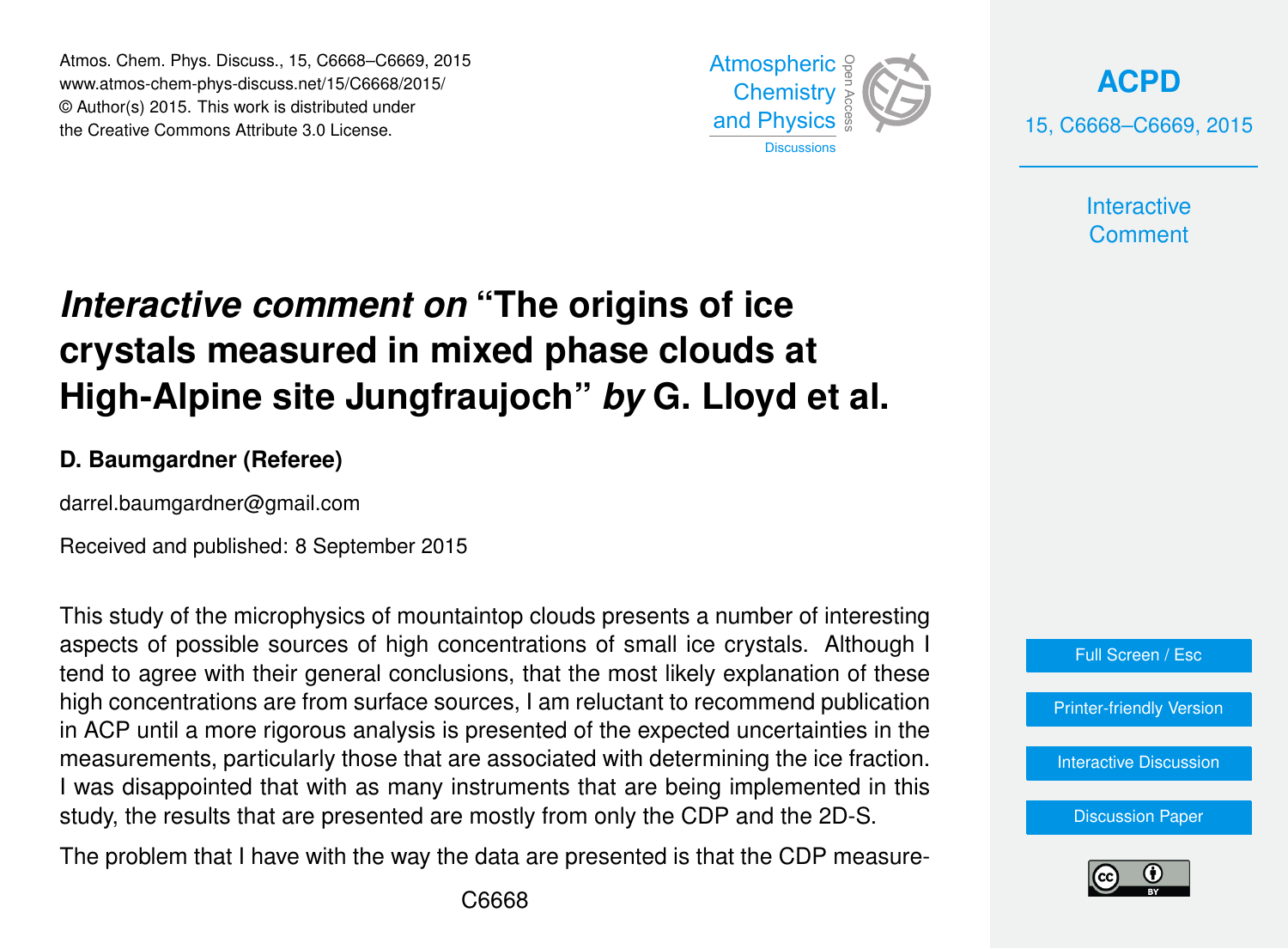# *Interactive comment on* "The origins of ice crystals measured in mixed phase clouds at High-Alpine site Jungfraujoch" *by* G. Lloyd et al.

**D. Baumgardner (Referee)**

darrel.baumgardner@gmail.com

Received and published: 8 September 2015

This study of the microphysics of mountaintop clouds presents a number of interesting aspects of possible sources of high concentrations of small ice crystals. Although I tend to agree with their general conclusions, that the most likely explanation of these high concentrations are from surface sources, I am reluctant to recommend publication in ACP until a more rigorous analysis is presented of the expected uncertainties in the measurements, particularly those that are associated with determining the ice fraction. I was disappointed that with as many instruments that are being implemented in this study, the results that are presented are mostly from only the CDP and the 2D-S.

The problem that I have with the way the data are presented is that the CDP measure-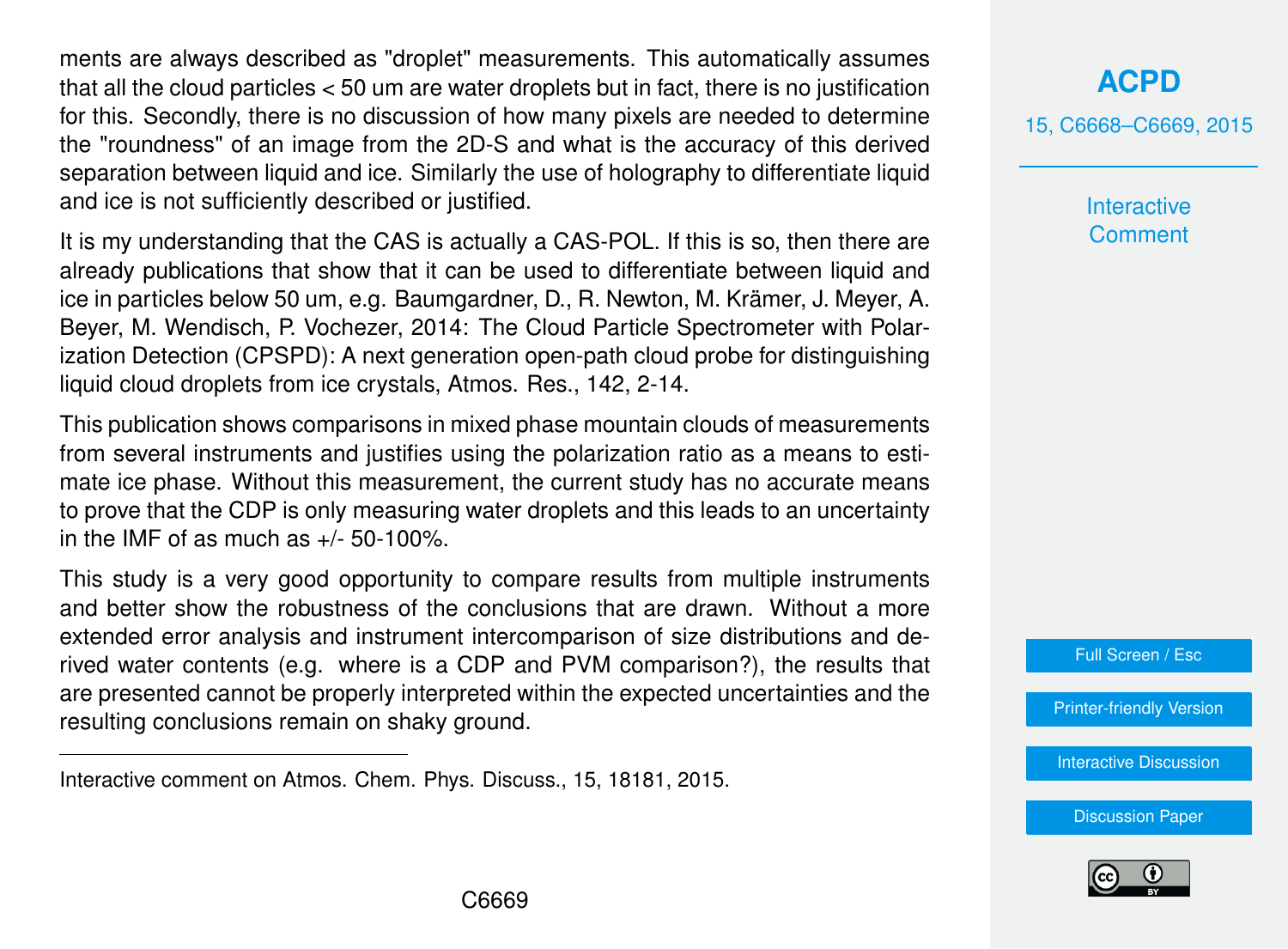ments are always described as "droplet" measurements. This automatically assumes that all the cloud particles < 50 um are water droplets but in fact, there is no justification for this. Secondly, there is no discussion of how many pixels are needed to determine the "roundness" of an image from the 2D-S and what is the accuracy of this derived separation between liquid and ice. Similarly the use of holography to differentiate liquid and ice is not sufficiently described or justified.

It is my understanding that the CAS is actually a CAS-POL. If this is so, then there are already publications that show that it can be used to differentiate between liquid and ice in particles below 50 um, e.g. Baumgardner, D., R. Newton, M. Krämer, J. Meyer, A. Beyer, M. Wendisch, P. Vochezer, 2014: The Cloud Particle Spectrometer with Polarization Detection (CPSPD): A next generation open-path cloud probe for distinguishing liquid cloud droplets from ice crystals, Atmos. Res., 142, 2-14.

This publication shows comparisons in mixed phase mountain clouds of measurements from several instruments and justifies using the polarization ratio as a means to estimate ice phase. Without this measurement, the current study has no accurate means to prove that the CDP is only measuring water droplets and this leads to an uncertainty in the IMF of as much as +/- 50-100%.

This study is a very good opportunity to compare results from multiple instruments and better show the robustness of the conclusions that are drawn. Without a more extended error analysis and instrument intercomparison of size distributions and derived water contents (e.g. where is a CDP and PVM comparison?), the results that are presented cannot be properly interpreted within the expected uncertainties and the resulting conclusions remain on shaky ground.

Interactive comment on Atmos. Chem. Phys. Discuss., 15, 18181, 2015.